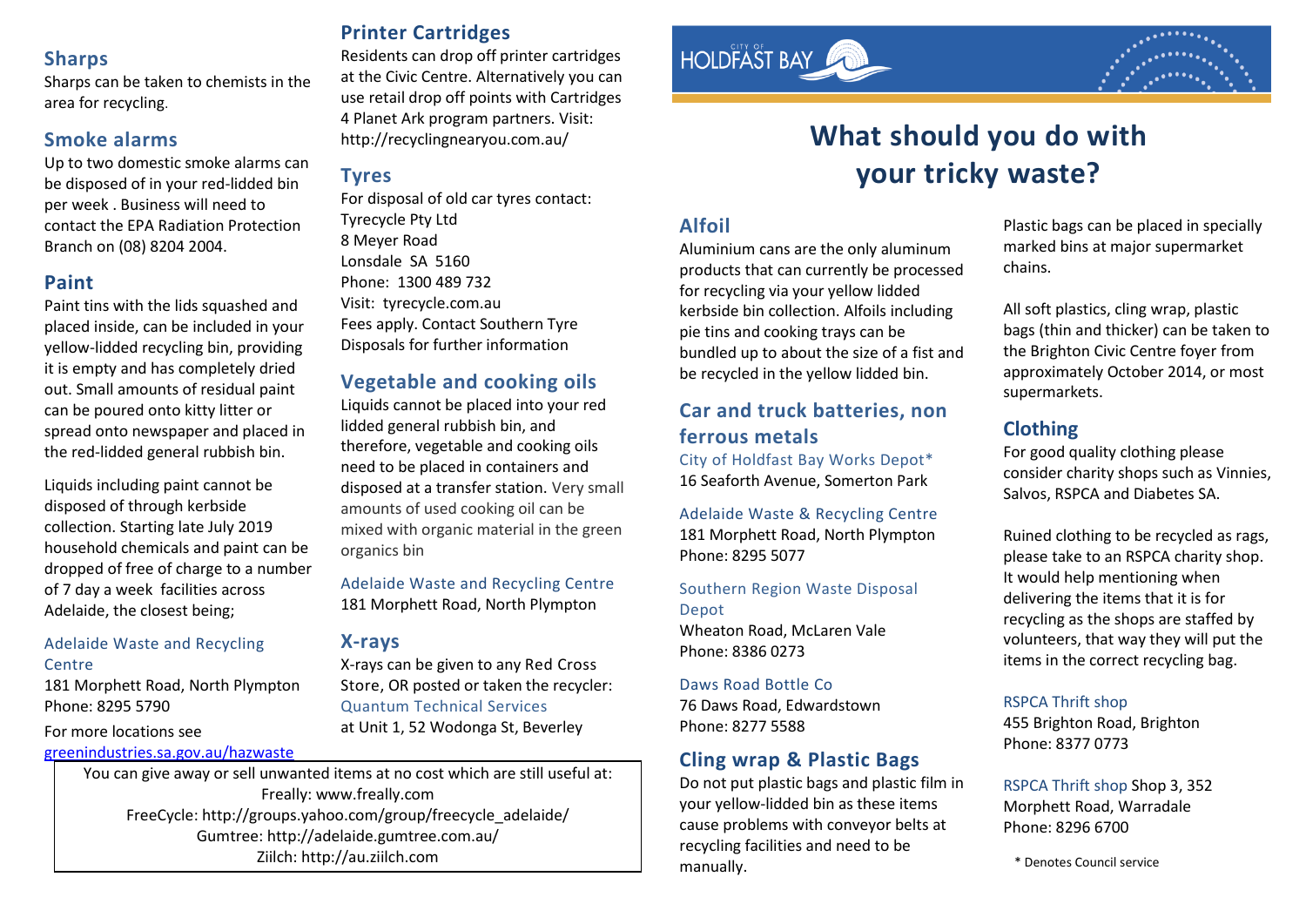CITY OF HOLDFAST BAY

# What should you do with your tricky waste?

## Sharps

Sharps can be taken to chemists in the area for recycling.

## Smoke alarms

Up to two domestic smoke alarms can be disposed of in your red-lidded bin per week . Business will need to contact the EPA Radiation Protection Branch on (08) 8204 2004.

## Paint

Paint tins with the lids squashed and placed inside, can be included in your yellow-lidded recycling bin, providing it is empty and has completely dried out. Small amounts of residual paint can be poured onto kitty litter or spread onto newspaper and placed in the red-lidded general rubbish bin.

Liquids including paint cannot be disposed of through kerbside collection. Starting late July 2019 household chemicals and paint can be dropped of free of charge to a number of 7 day a week facilities across Adelaide, the closest being;

Adelaide Waste and Recycling Centre
181 Morphett Road, North Plympton
Phone: 8295 5790

For more locations see greenindustries.sa.gov.au/hazwaste

## Printer Cartridges

Residents can drop off printer cartridges at the Civic Centre. Alternatively you can use retail drop off points with Cartridges 4 Planet Ark program partners. Visit: http://recyclingnearyou.com.au/

## Tyres

For disposal of old car tyres contact:
Tyrecycle Pty Ltd
8 Meyer Road
Lonsdale SA 5160
Phone: 1300 489 732
Visit: tyrecycle.com.au
Fees apply. Contact Southern Tyre Disposals for further information

## Vegetable and cooking oils

Liquids cannot be placed into your red lidded general rubbish bin, and therefore, vegetable and cooking oils need to be placed in containers and disposed at a transfer station. Very small amounts of used cooking oil can be mixed with organic material in the green organics bin

Adelaide Waste and Recycling Centre
181 Morphett Road, North Plympton

## X-rays

X-rays can be given to any Red Cross Store, OR posted or taken the recycler: Quantum Technical Services at Unit 1, 52 Wodonga St, Beverley

You can give away or sell unwanted items at no cost which are still useful at:
Freally: www.freally.com
FreeCycle: http://groups.yahoo.com/group/freecycle_adelaide/
Gumtree: http://adelaide.gumtree.com.au/
Ziilch: http://au.ziilch.com

## Alfoil

Aluminium cans are the only aluminum products that can currently be processed for recycling via your yellow lidded kerbside bin collection. Alfoils including pie tins and cooking trays can be bundled up to about the size of a fist and be recycled in the yellow lidded bin.

## Car and truck batteries, non ferrous metals

City of Holdfast Bay Works Depot*
16 Seaforth Avenue, Somerton Park

Adelaide Waste & Recycling Centre
181 Morphett Road, North Plympton
Phone: 8295 5077

Southern Region Waste Disposal Depot
Wheaton Road, McLaren Vale
Phone: 8386 0273

Daws Road Bottle Co
76 Daws Road, Edwardstown
Phone: 8277 5588

## Cling wrap & Plastic Bags

Do not put plastic bags and plastic film in your yellow-lidded bin as these items cause problems with conveyor belts at recycling facilities and need to be manually.

Plastic bags can be placed in specially marked bins at major supermarket chains.

All soft plastics, cling wrap, plastic bags (thin and thicker) can be taken to the Brighton Civic Centre foyer from approximately October 2014, or most supermarkets.

## Clothing

For good quality clothing please consider charity shops such as Vinnies, Salvos, RSPCA and Diabetes SA.

Ruined clothing to be recycled as rags, please take to an RSPCA charity shop. It would help mentioning when delivering the items that it is for recycling as the shops are staffed by volunteers, that way they will put the items in the correct recycling bag.

RSPCA Thrift shop
455 Brighton Road, Brighton
Phone: 8377 0773

RSPCA Thrift shop Shop 3, 352 Morphett Road, Warradale
Phone: 8296 6700

\* Denotes Council service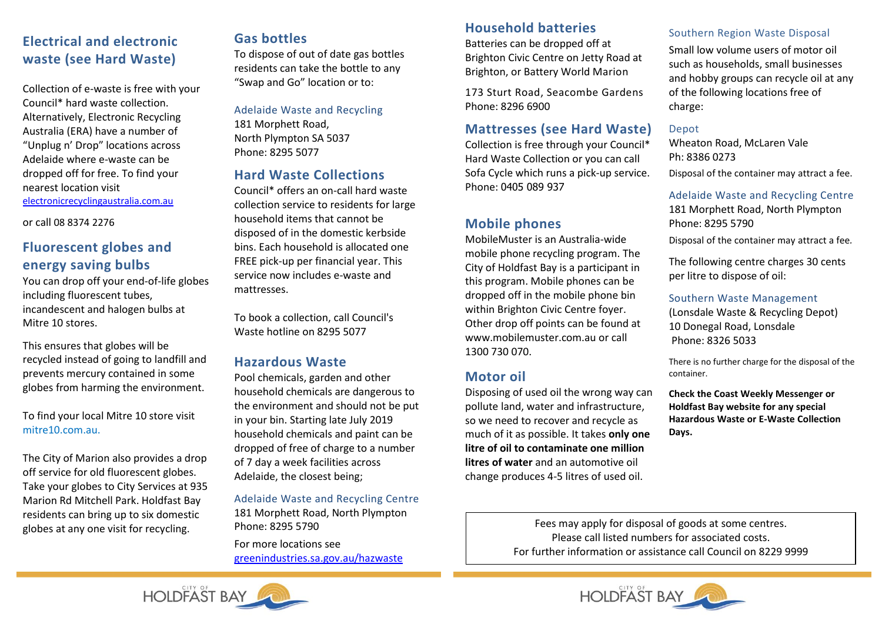## Electrical and electronic waste (see Hard Waste)

Collection of e-waste is free with your Council* hard waste collection. Alternatively, Electronic Recycling Australia (ERA) have a number of "Unplug n' Drop" locations across Adelaide where e-waste can be dropped off for free. To find your nearest location visit electronicrecyclingaustralia.com.au

or call 08 8374 2276

## Fluorescent globes and energy saving bulbs

You can drop off your end-of-life globes including fluorescent tubes, incandescent and halogen bulbs at Mitre 10 stores.

This ensures that globes will be recycled instead of going to landfill and prevents mercury contained in some globes from harming the environment.

To find your local Mitre 10 store visit mitre10.com.au.

The City of Marion also provides a drop off service for old fluorescent globes. Take your globes to City Services at 935 Marion Rd Mitchell Park. Holdfast Bay residents can bring up to six domestic globes at any one visit for recycling.

## Gas bottles

To dispose of out of date gas bottles residents can take the bottle to any "Swap and Go" location or to:

### Adelaide Waste and Recycling

181 Morphett Road,
North Plympton SA 5037
Phone: 8295 5077

## Hard Waste Collections

Council* offers an on-call hard waste collection service to residents for large household items that cannot be disposed of in the domestic kerbside bins. Each household is allocated one FREE pick-up per financial year. This service now includes e-waste and mattresses.

To book a collection, call Council's Waste hotline on 8295 5077

## Hazardous Waste

Pool chemicals, garden and other household chemicals are dangerous to the environment and should not be put in your bin. Starting late July 2019 household chemicals and paint can be dropped of free of charge to a number of 7 day a week facilities across Adelaide, the closest being;

### Adelaide Waste and Recycling Centre

181 Morphett Road, North Plympton
Phone: 8295 5790

For more locations see greenindustries.sa.gov.au/hazwaste

## Household batteries

Batteries can be dropped off at Brighton Civic Centre on Jetty Road at Brighton, or Battery World Marion

173 Sturt Road, Seacombe Gardens
Phone: 8296 6900

## Mattresses (see Hard Waste)

Collection is free through your Council* Hard Waste Collection or you can call Sofa Cycle which runs a pick-up service. Phone: 0405 089 937

## Mobile phones

MobileMuster is an Australia-wide mobile phone recycling program. The City of Holdfast Bay is a participant in this program. Mobile phones can be dropped off in the mobile phone bin within Brighton Civic Centre foyer. Other drop off points can be found at www.mobilemuster.com.au or call 1300 730 070.

## Motor oil

Disposing of used oil the wrong way can pollute land, water and infrastructure, so we need to recover and recycle as much of it as possible. It takes **only one litre of oil to contaminate one million litres of water** and an automotive oil change produces 4-5 litres of used oil.

### Southern Region Waste Disposal

Small low volume users of motor oil such as households, small businesses and hobby groups can recycle oil at any of the following locations free of charge:

### Depot

Wheaton Road, McLaren Vale
Ph: 8386 0273

Disposal of the container may attract a fee.

### Adelaide Waste and Recycling Centre

181 Morphett Road, North Plympton
Phone: 8295 5790

Disposal of the container may attract a fee.

The following centre charges 30 cents per litre to dispose of oil:

### Southern Waste Management

(Lonsdale Waste & Recycling Depot)
10 Donegal Road, Lonsdale
Phone: 8326 5033

There is no further charge for the disposal of the container.

**Check the Coast Weekly Messenger or Holdfast Bay website for any special Hazardous Waste or E-Waste Collection Days.**

Fees may apply for disposal of goods at some centres.
Please call listed numbers for associated costs.
For further information or assistance call Council on 8229 9999

CITY OF HOLDFAST BAY